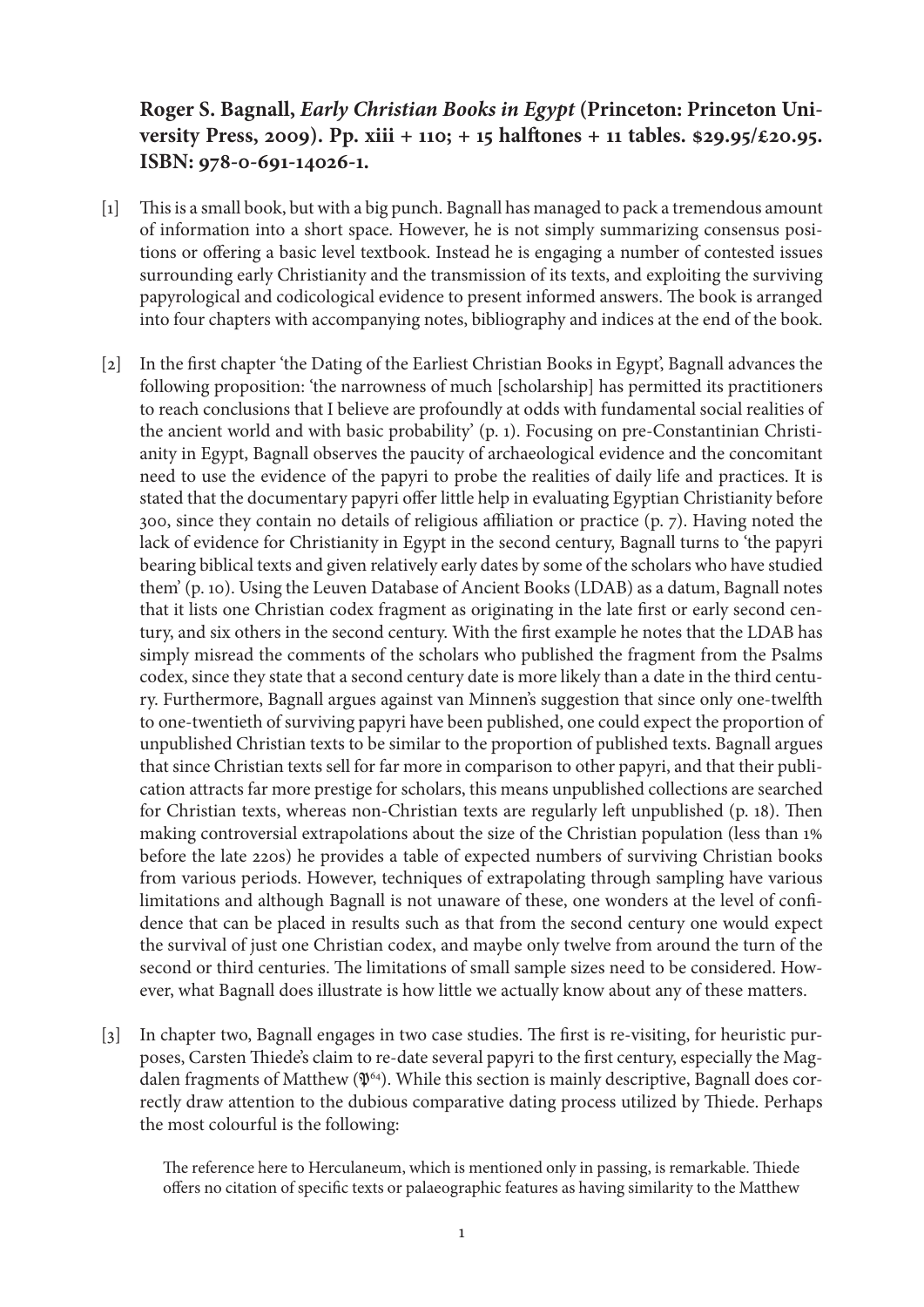**Roger S. Bagnall, *Early Christian Books in Egypt* (Princeton: Princeton University Press, 2009). Pp. xiii + 110; + 15 halftones + 11 tables. $29.95/£20.95. ISBN: 978-0-691-14026-1.**

[1] This is a small book, but with a big punch. Bagnall has managed to pack a tremendous amount of information into a short space. However, he is not simply summarizing consensus positions or offering a basic level textbook. Instead he is engaging a number of contested issues surrounding early Christianity and the transmission of its texts, and exploiting the surviving papyrological and codicological evidence to present informed answers. The book is arranged into four chapters with accompanying notes, bibliography and indices at the end of the book.

[2] In the first chapter 'the Dating of the Earliest Christian Books in Egypt', Bagnall advances the following proposition: 'the narrowness of much [scholarship] has permitted its practitioners to reach conclusions that I believe are profoundly at odds with fundamental social realities of the ancient world and with basic probability' (p. 1). Focusing on pre-Constantinian Christianity in Egypt, Bagnall observes the paucity of archaeological evidence and the concomitant need to use the evidence of the papyri to probe the realities of daily life and practices. It is stated that the documentary papyri offer little help in evaluating Egyptian Christianity before 300, since they contain no details of religious affiliation or practice (p. 7). Having noted the lack of evidence for Christianity in Egypt in the second century, Bagnall turns to 'the papyri bearing biblical texts and given relatively early dates by some of the scholars who have studied them' (p. 10). Using the Leuven Database of Ancient Books (LDAB) as a datum, Bagnall notes that it lists one Christian codex fragment as originating in the late first or early second century, and six others in the second century. With the first example he notes that the LDAB has simply misread the comments of the scholars who published the fragment from the Psalms codex, since they state that a second century date is more likely than a date in the third century. Furthermore, Bagnall argues against van Minnen's suggestion that since only one-twelfth to one-twentieth of surviving papyri have been published, one could expect the proportion of unpublished Christian texts to be similar to the proportion of published texts. Bagnall argues that since Christian texts sell for far more in comparison to other papyri, and that their publication attracts far more prestige for scholars, this means unpublished collections are searched for Christian texts, whereas non-Christian texts are regularly left unpublished (p. 18). Then making controversial extrapolations about the size of the Christian population (less than 1% before the late 220s) he provides a table of expected numbers of surviving Christian books from various periods. However, techniques of extrapolating through sampling have various limitations and although Bagnall is not unaware of these, one wonders at the level of confidence that can be placed in results such as that from the second century one would expect the survival of just one Christian codex, and maybe only twelve from around the turn of the second or third centuries. The limitations of small sample sizes need to be considered. However, what Bagnall does illustrate is how little we actually know about any of these matters.

[3] In chapter two, Bagnall engages in two case studies. The first is re-visiting, for heuristic purposes, Carsten Thiede's claim to re-date several papyri to the first century, especially the Magdalen fragments of Matthew ($\mathfrak{P}^{64}$). While this section is mainly descriptive, Bagnall does correctly draw attention to the dubious comparative dating process utilized by Thiede. Perhaps the most colourful is the following:

> The reference here to Herculaneum, which is mentioned only in passing, is remarkable. Thiede offers no citation of specific texts or palaeographic features as having similarity to the Matthew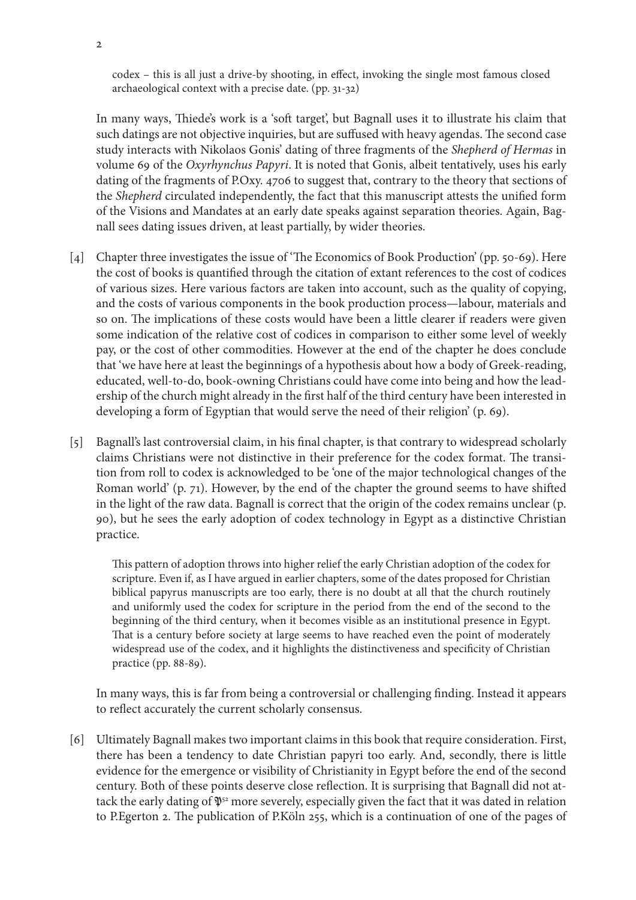> codex – this is all just a drive-by shooting, in effect, invoking the single most famous closed archaeological context with a precise date. (pp. 31-32)

In many ways, Thiede's work is a 'soft target', but Bagnall uses it to illustrate his claim that such datings are not objective inquiries, but are suffused with heavy agendas. The second case study interacts with Nikolaos Gonis' dating of three fragments of the *Shepherd of Hermas* in volume 69 of the *Oxyrhynchus Papyri*. It is noted that Gonis, albeit tentatively, uses his early dating of the fragments of P.Oxy. 4706 to suggest that, contrary to the theory that sections of the *Shepherd* circulated independently, the fact that this manuscript attests the unified form of the Visions and Mandates at an early date speaks against separation theories. Again, Bagnall sees dating issues driven, at least partially, by wider theories.

[4] Chapter three investigates the issue of 'The Economics of Book Production' (pp. 50-69). Here the cost of books is quantified through the citation of extant references to the cost of codices of various sizes. Here various factors are taken into account, such as the quality of copying, and the costs of various components in the book production process—labour, materials and so on. The implications of these costs would have been a little clearer if readers were given some indication of the relative cost of codices in comparison to either some level of weekly pay, or the cost of other commodities. However at the end of the chapter he does conclude that 'we have here at least the beginnings of a hypothesis about how a body of Greek-reading, educated, well-to-do, book-owning Christians could have come into being and how the leadership of the church might already in the first half of the third century have been interested in developing a form of Egyptian that would serve the need of their religion' (p. 69).

[5] Bagnall's last controversial claim, in his final chapter, is that contrary to widespread scholarly claims Christians were not distinctive in their preference for the codex format. The transition from roll to codex is acknowledged to be 'one of the major technological changes of the Roman world' (p. 71). However, by the end of the chapter the ground seems to have shifted in the light of the raw data. Bagnall is correct that the origin of the codex remains unclear (p. 90), but he sees the early adoption of codex technology in Egypt as a distinctive Christian practice.

> This pattern of adoption throws into higher relief the early Christian adoption of the codex for scripture. Even if, as I have argued in earlier chapters, some of the dates proposed for Christian biblical papyrus manuscripts are too early, there is no doubt at all that the church routinely and uniformly used the codex for scripture in the period from the end of the second to the beginning of the third century, when it becomes visible as an institutional presence in Egypt. That is a century before society at large seems to have reached even the point of moderately widespread use of the codex, and it highlights the distinctiveness and specificity of Christian practice (pp. 88-89).

In many ways, this is far from being a controversial or challenging finding. Instead it appears to reflect accurately the current scholarly consensus.

[6] Ultimately Bagnall makes two important claims in this book that require consideration. First, there has been a tendency to date Christian papyri too early. And, secondly, there is little evidence for the emergence or visibility of Christianity in Egypt before the end of the second century. Both of these points deserve close reflection. It is surprising that Bagnall did not attack the early dating of $\mathfrak{P}^{52}$ more severely, especially given the fact that it was dated in relation to P.Egerton 2. The publication of P.Köln 255, which is a continuation of one of the pages of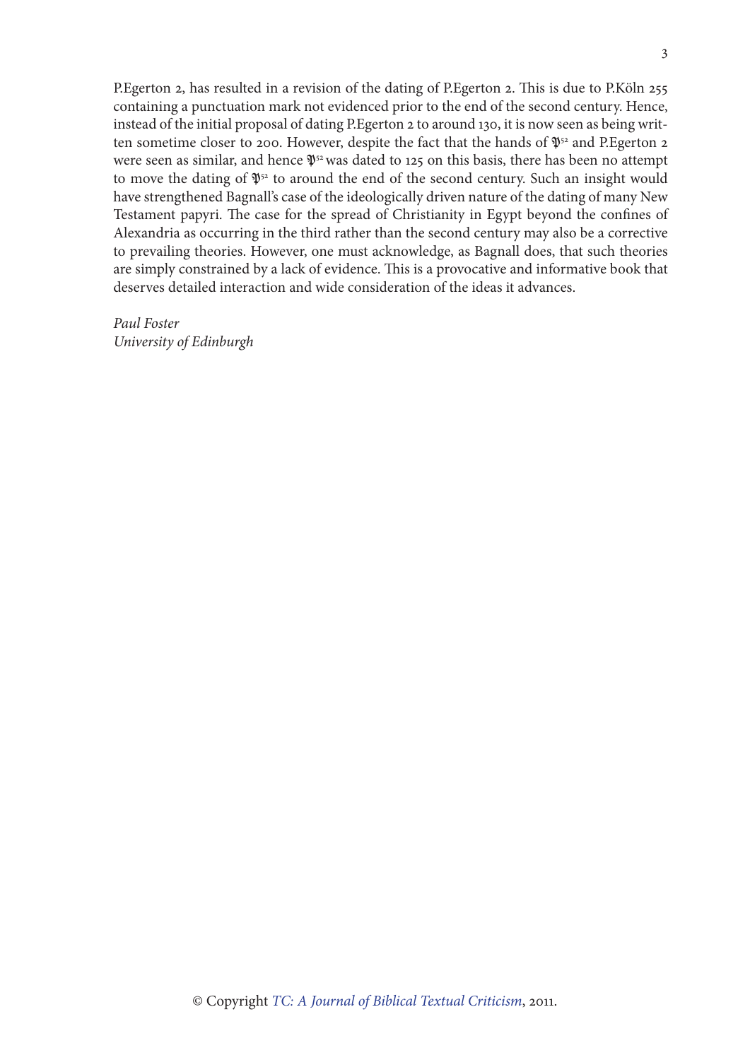P.Egerton 2, has resulted in a revision of the dating of P.Egerton 2. This is due to P.Köln 255 containing a punctuation mark not evidenced prior to the end of the second century. Hence, instead of the initial proposal of dating P.Egerton 2 to around 130, it is now seen as being written sometime closer to 200. However, despite the fact that the hands of 𝔓[52] and P.Egerton 2 were seen as similar, and hence 𝔓[52] was dated to 125 on this basis, there has been no attempt to move the dating of 𝔓[52] to around the end of the second century. Such an insight would have strengthened Bagnall's case of the ideologically driven nature of the dating of many New Testament papyri. The case for the spread of Christianity in Egypt beyond the confines of Alexandria as occurring in the third rather than the second century may also be a corrective to prevailing theories. However, one must acknowledge, as Bagnall does, that such theories are simply constrained by a lack of evidence. This is a provocative and informative book that deserves detailed interaction and wide consideration of the ideas it advances.

*Paul Foster*
*University of Edinburgh*

© Copyright *TC: A Journal of Biblical Textual Criticism*, 2011.